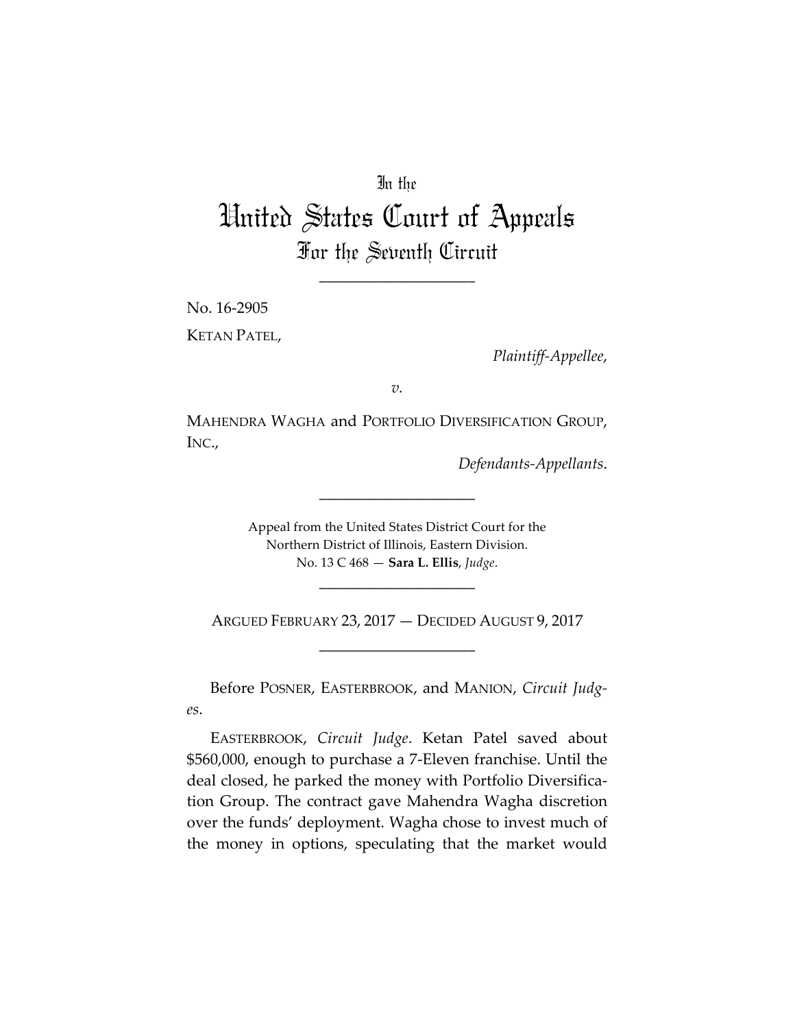In the

# United States Court of Appeals

## For the Seventh Circuit

____________________

No. 16-2905

KETAN PATEL,

*Plaintiff-Appellee*,

*v.*

MAHENDRA WAGHA and PORTFOLIO DIVERSIFICATION GROUP, INC.,

*Defendants-Appellants*.

____________________

Appeal from the United States District Court for the Northern District of Illinois, Eastern Division.
No. 13 C 468 — **Sara L. Ellis**, *Judge*.

____________________

ARGUED FEBRUARY 23, 2017 — DECIDED AUGUST 9, 2017

____________________

Before POSNER, EASTERBROOK, and MANION, *Circuit Judges*.

EASTERBROOK, *Circuit Judge*. Ketan Patel saved about $560,000, enough to purchase a 7-Eleven franchise. Until the deal closed, he parked the money with Portfolio Diversification Group. The contract gave Mahendra Wagha discretion over the funds' deployment. Wagha chose to invest much of the money in options, speculating that the market would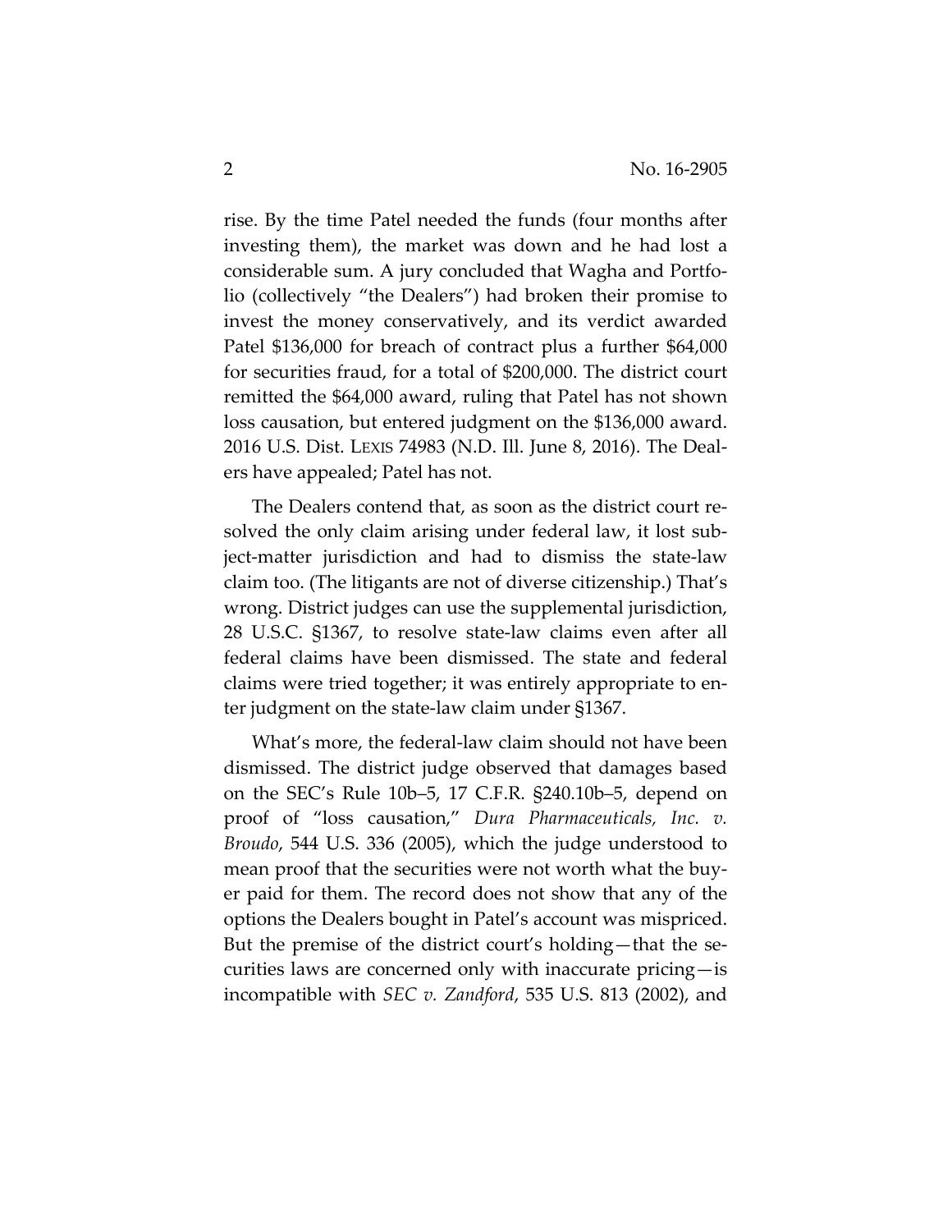rise. By the time Patel needed the funds (four months after investing them), the market was down and he had lost a considerable sum. A jury concluded that Wagha and Portfolio (collectively "the Dealers") had broken their promise to invest the money conservatively, and its verdict awarded Patel $136,000 for breach of contract plus a further $64,000 for securities fraud, for a total of $200,000. The district court remitted the $64,000 award, ruling that Patel has not shown loss causation, but entered judgment on the $136,000 award. 2016 U.S. Dist. LEXIS 74983 (N.D. Ill. June 8, 2016). The Dealers have appealed; Patel has not.

The Dealers contend that, as soon as the district court resolved the only claim arising under federal law, it lost subject-matter jurisdiction and had to dismiss the state-law claim too. (The litigants are not of diverse citizenship.) That's wrong. District judges can use the supplemental jurisdiction, 28 U.S.C. §1367, to resolve state-law claims even after all federal claims have been dismissed. The state and federal claims were tried together; it was entirely appropriate to enter judgment on the state-law claim under §1367.

What's more, the federal-law claim should not have been dismissed. The district judge observed that damages based on the SEC's Rule 10b–5, 17 C.F.R. §240.10b–5, depend on proof of "loss causation," *Dura Pharmaceuticals, Inc. v. Broudo*, 544 U.S. 336 (2005), which the judge understood to mean proof that the securities were not worth what the buyer paid for them. The record does not show that any of the options the Dealers bought in Patel's account was mispriced. But the premise of the district court's holding—that the securities laws are concerned only with inaccurate pricing—is incompatible with *SEC v. Zandford*, 535 U.S. 813 (2002), and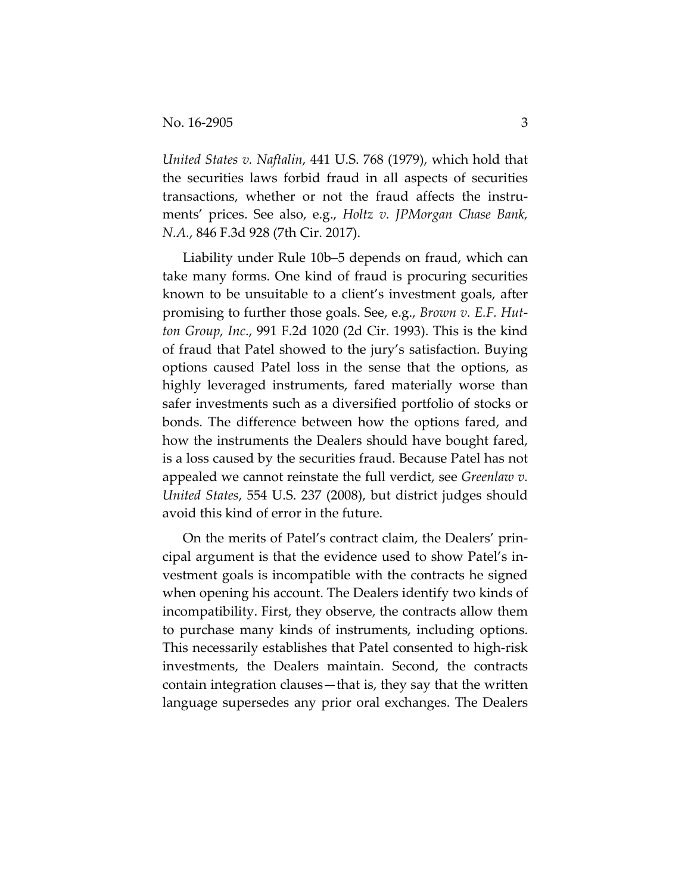*United States v. Naftalin*, 441 U.S. 768 (1979), which hold that the securities laws forbid fraud in all aspects of securities transactions, whether or not the fraud affects the instruments' prices. See also, e.g., *Holtz v. JPMorgan Chase Bank, N.A.*, 846 F.3d 928 (7th Cir. 2017).

Liability under Rule 10b–5 depends on fraud, which can take many forms. One kind of fraud is procuring securities known to be unsuitable to a client's investment goals, after promising to further those goals. See, e.g., *Brown v. E.F. Hutton Group, Inc.*, 991 F.2d 1020 (2d Cir. 1993). This is the kind of fraud that Patel showed to the jury's satisfaction. Buying options caused Patel loss in the sense that the options, as highly leveraged instruments, fared materially worse than safer investments such as a diversified portfolio of stocks or bonds. The difference between how the options fared, and how the instruments the Dealers should have bought fared, is a loss caused by the securities fraud. Because Patel has not appealed we cannot reinstate the full verdict, see *Greenlaw v. United States*, 554 U.S. 237 (2008), but district judges should avoid this kind of error in the future.

On the merits of Patel's contract claim, the Dealers' principal argument is that the evidence used to show Patel's investment goals is incompatible with the contracts he signed when opening his account. The Dealers identify two kinds of incompatibility. First, they observe, the contracts allow them to purchase many kinds of instruments, including options. This necessarily establishes that Patel consented to high-risk investments, the Dealers maintain. Second, the contracts contain integration clauses—that is, they say that the written language supersedes any prior oral exchanges. The Dealers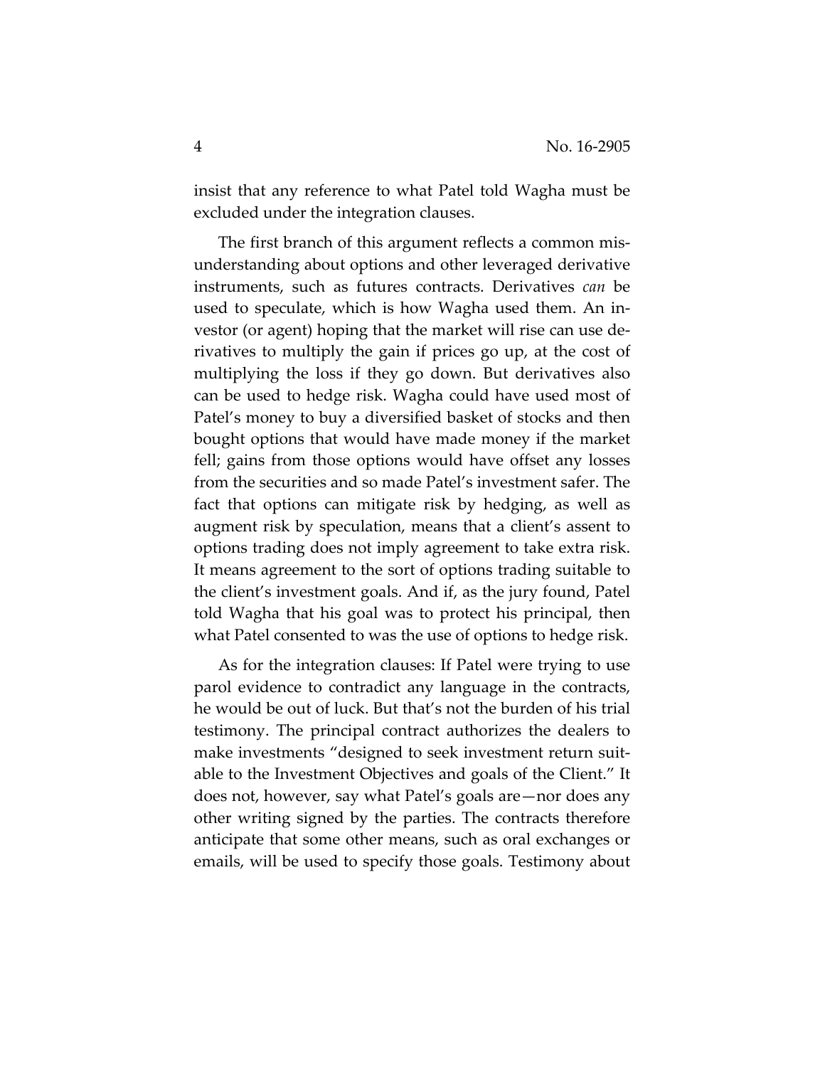insist that any reference to what Patel told Wagha must be excluded under the integration clauses.

The first branch of this argument reflects a common misunderstanding about options and other leveraged derivative instruments, such as futures contracts. Derivatives *can* be used to speculate, which is how Wagha used them. An investor (or agent) hoping that the market will rise can use derivatives to multiply the gain if prices go up, at the cost of multiplying the loss if they go down. But derivatives also can be used to hedge risk. Wagha could have used most of Patel's money to buy a diversified basket of stocks and then bought options that would have made money if the market fell; gains from those options would have offset any losses from the securities and so made Patel's investment safer. The fact that options can mitigate risk by hedging, as well as augment risk by speculation, means that a client's assent to options trading does not imply agreement to take extra risk. It means agreement to the sort of options trading suitable to the client's investment goals. And if, as the jury found, Patel told Wagha that his goal was to protect his principal, then what Patel consented to was the use of options to hedge risk.

As for the integration clauses: If Patel were trying to use parol evidence to contradict any language in the contracts, he would be out of luck. But that's not the burden of his trial testimony. The principal contract authorizes the dealers to make investments "designed to seek investment return suitable to the Investment Objectives and goals of the Client." It does not, however, say what Patel's goals are—nor does any other writing signed by the parties. The contracts therefore anticipate that some other means, such as oral exchanges or emails, will be used to specify those goals. Testimony about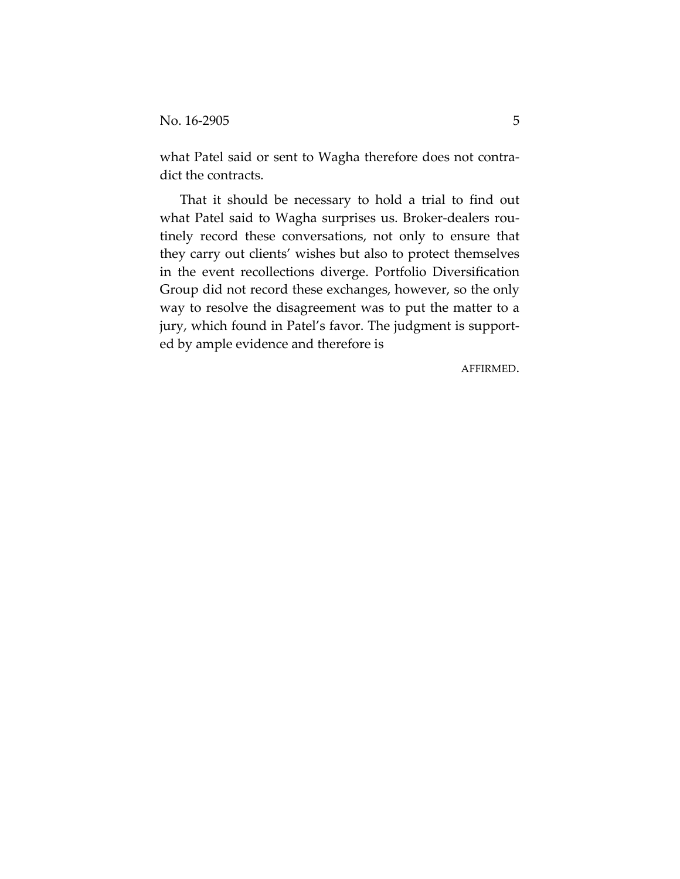what Patel said or sent to Wagha therefore does not contradict the contracts.

That it should be necessary to hold a trial to find out what Patel said to Wagha surprises us. Broker-dealers routinely record these conversations, not only to ensure that they carry out clients' wishes but also to protect themselves in the event recollections diverge. Portfolio Diversification Group did not record these exchanges, however, so the only way to resolve the disagreement was to put the matter to a jury, which found in Patel's favor. The judgment is supported by ample evidence and therefore is

AFFIRMED.